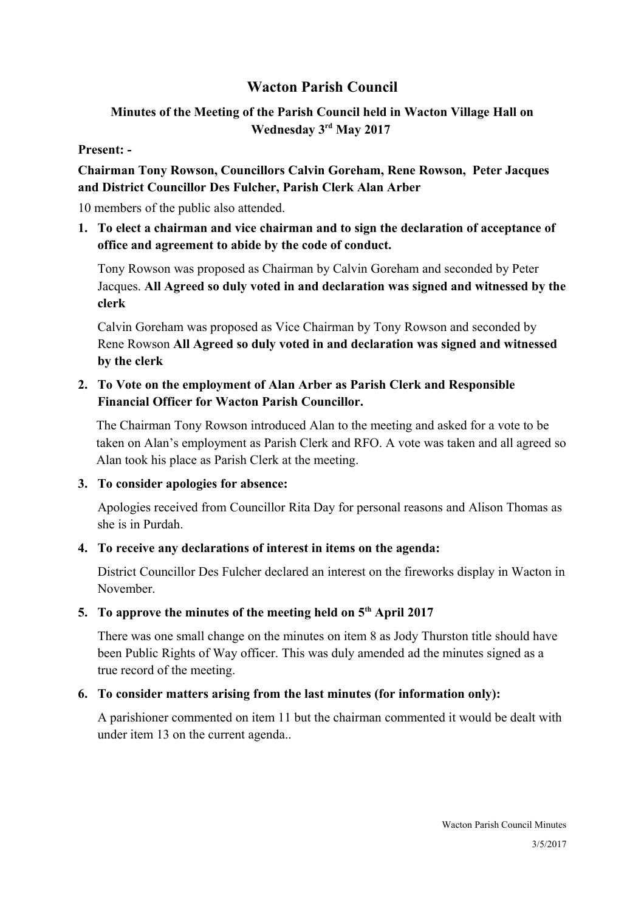# Wacton Parish Council

## Minutes of the Meeting of the Parish Council held in Wacton Village Hall on Wednesday 3rd May 2017

**Present: -**

**Chairman Tony Rowson, Councillors Calvin Goreham, Rene Rowson, Peter Jacques and District Councillor Des Fulcher, Parish Clerk Alan Arber**

10 members of the public also attended.

1. **To elect a chairman and vice chairman and to sign the declaration of acceptance of office and agreement to abide by the code of conduct.**

   Tony Rowson was proposed as Chairman by Calvin Goreham and seconded by Peter Jacques. **All Agreed so duly voted in and declaration was signed and witnessed by the clerk**

   Calvin Goreham was proposed as Vice Chairman by Tony Rowson and seconded by Rene Rowson **All Agreed so duly voted in and declaration was signed and witnessed by the clerk**

2. **To Vote on the employment of Alan Arber as Parish Clerk and Responsible Financial Officer for Wacton Parish Councillor.**

   The Chairman Tony Rowson introduced Alan to the meeting and asked for a vote to be taken on Alan's employment as Parish Clerk and RFO. A vote was taken and all agreed so Alan took his place as Parish Clerk at the meeting.

3. **To consider apologies for absence:**

   Apologies received from Councillor Rita Day for personal reasons and Alison Thomas as she is in Purdah.

4. **To receive any declarations of interest in items on the agenda:**

   District Councillor Des Fulcher declared an interest on the fireworks display in Wacton in November.

5. **To approve the minutes of the meeting held on 5th April 2017**

   There was one small change on the minutes on item 8 as Jody Thurston title should have been Public Rights of Way officer. This was duly amended ad the minutes signed as a true record of the meeting.

6. **To consider matters arising from the last minutes (for information only):**

   A parishioner commented on item 11 but the chairman commented it would be dealt with under item 13 on the current agenda..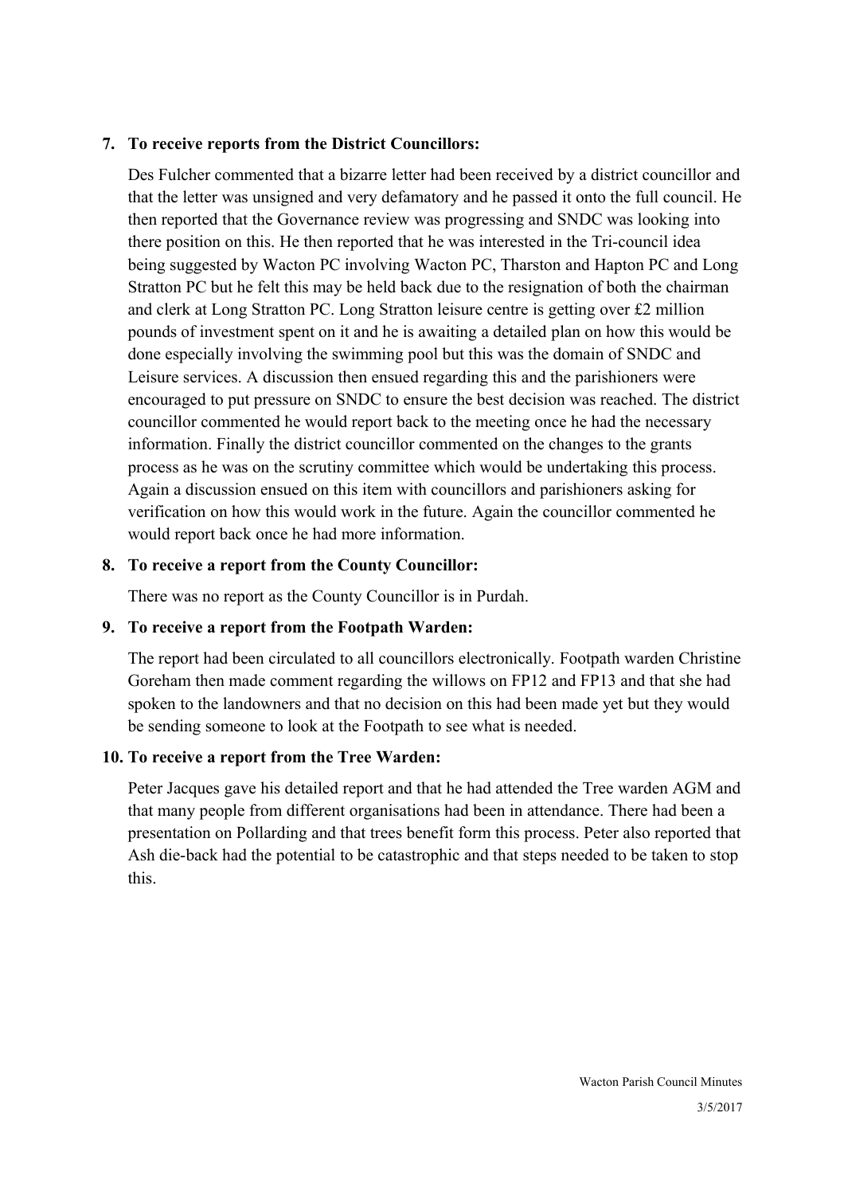7. **To receive reports from the District Councillors:**

   Des Fulcher commented that a bizarre letter had been received by a district councillor and that the letter was unsigned and very defamatory and he passed it onto the full council. He then reported that the Governance review was progressing and SNDC was looking into there position on this. He then reported that he was interested in the Tri-council idea being suggested by Wacton PC involving Wacton PC, Tharston and Hapton PC and Long Stratton PC but he felt this may be held back due to the resignation of both the chairman and clerk at Long Stratton PC. Long Stratton leisure centre is getting over £2 million pounds of investment spent on it and he is awaiting a detailed plan on how this would be done especially involving the swimming pool but this was the domain of SNDC and Leisure services. A discussion then ensued regarding this and the parishioners were encouraged to put pressure on SNDC to ensure the best decision was reached. The district councillor commented he would report back to the meeting once he had the necessary information. Finally the district councillor commented on the changes to the grants process as he was on the scrutiny committee which would be undertaking this process. Again a discussion ensued on this item with councillors and parishioners asking for verification on how this would work in the future. Again the councillor commented he would report back once he had more information.

8. **To receive a report from the County Councillor:**

   There was no report as the County Councillor is in Purdah.

9. **To receive a report from the Footpath Warden:**

   The report had been circulated to all councillors electronically. Footpath warden Christine Goreham then made comment regarding the willows on FP12 and FP13 and that she had spoken to the landowners and that no decision on this had been made yet but they would be sending someone to look at the Footpath to see what is needed.

10. **To receive a report from the Tree Warden:**

    Peter Jacques gave his detailed report and that he had attended the Tree warden AGM and that many people from different organisations had been in attendance. There had been a presentation on Pollarding and that trees benefit form this process. Peter also reported that Ash die-back had the potential to be catastrophic and that steps needed to be taken to stop this.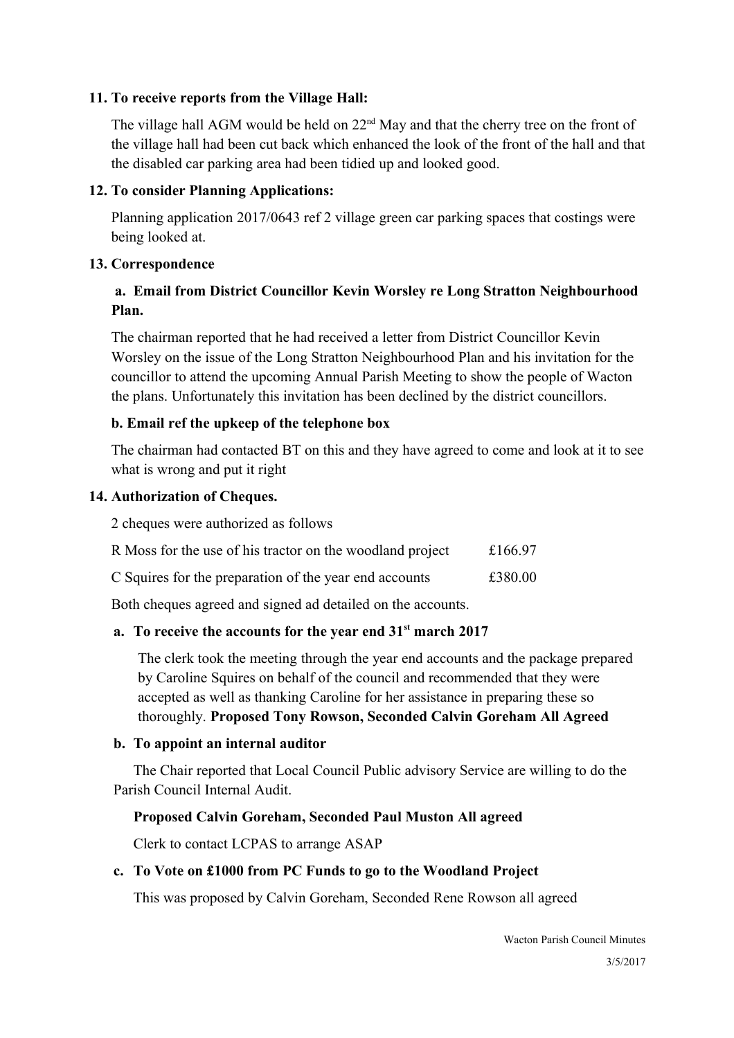**11. To receive reports from the Village Hall:**

The village hall AGM would be held on 22nd May and that the cherry tree on the front of the village hall had been cut back which enhanced the look of the front of the hall and that the disabled car parking area had been tidied up and looked good.

**12. To consider Planning Applications:**

Planning application 2017/0643 ref 2 village green car parking spaces that costings were being looked at.

**13. Correspondence**

**a. Email from District Councillor Kevin Worsley re Long Stratton Neighbourhood Plan.**

The chairman reported that he had received a letter from District Councillor Kevin Worsley on the issue of the Long Stratton Neighbourhood Plan and his invitation for the councillor to attend the upcoming Annual Parish Meeting to show the people of Wacton the plans. Unfortunately this invitation has been declined by the district councillors.

**b. Email ref the upkeep of the telephone box**

The chairman had contacted BT on this and they have agreed to come and look at it to see what is wrong and put it right

**14. Authorization of Cheques.**

2 cheques were authorized as follows

| | |
|---|---|
| R Moss for the use of his tractor on the woodland project | £166.97 |
| C Squires for the preparation of the year end accounts | £380.00 |

Both cheques agreed and signed ad detailed on the accounts.

**a. To receive the accounts for the year end 31st march 2017**

The clerk took the meeting through the year end accounts and the package prepared by Caroline Squires on behalf of the council and recommended that they were accepted as well as thanking Caroline for her assistance in preparing these so thoroughly. **Proposed Tony Rowson, Seconded Calvin Goreham All Agreed**

**b. To appoint an internal auditor**

The Chair reported that Local Council Public advisory Service are willing to do the Parish Council Internal Audit.

**Proposed Calvin Goreham, Seconded Paul Muston All agreed**

Clerk to contact LCPAS to arrange ASAP

**c. To Vote on £1000 from PC Funds to go to the Woodland Project**

This was proposed by Calvin Goreham, Seconded Rene Rowson all agreed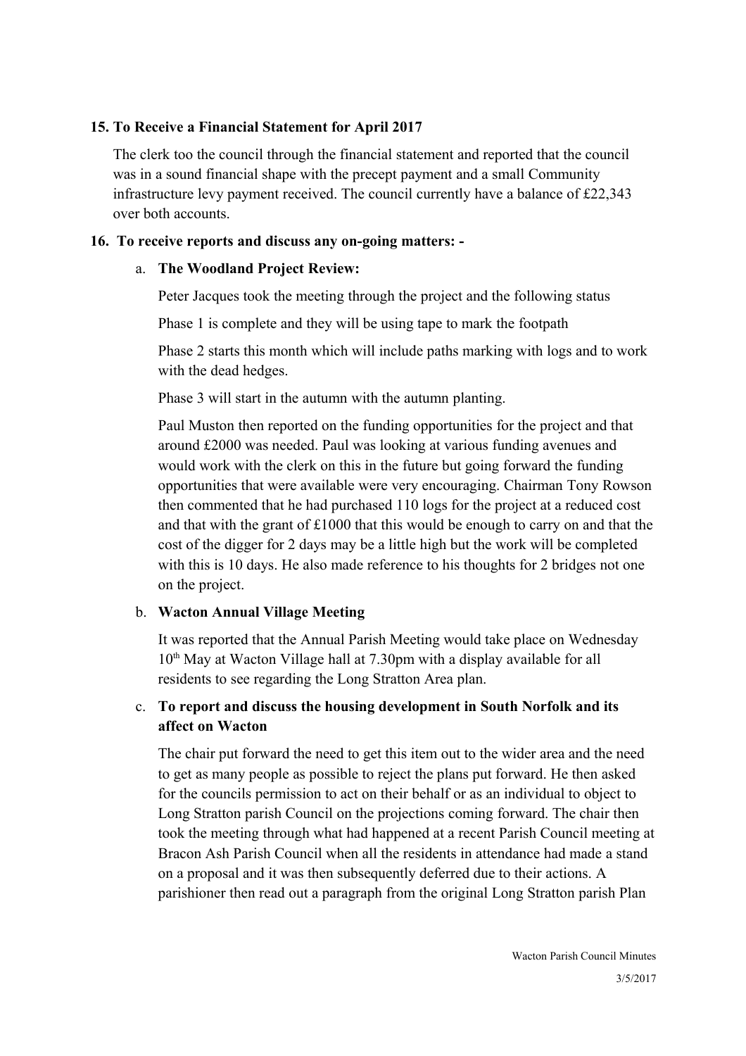## 15. To Receive a Financial Statement for April 2017

The clerk too the council through the financial statement and reported that the council was in a sound financial shape with the precept payment and a small Community infrastructure levy payment received. The council currently have a balance of £22,343 over both accounts.

## 16. To receive reports and discuss any on-going matters: -

a. **The Woodland Project Review:**

Peter Jacques took the meeting through the project and the following status

Phase 1 is complete and they will be using tape to mark the footpath

Phase 2 starts this month which will include paths marking with logs and to work with the dead hedges.

Phase 3 will start in the autumn with the autumn planting.

Paul Muston then reported on the funding opportunities for the project and that around £2000 was needed. Paul was looking at various funding avenues and would work with the clerk on this in the future but going forward the funding opportunities that were available were very encouraging. Chairman Tony Rowson then commented that he had purchased 110 logs for the project at a reduced cost and that with the grant of £1000 that this would be enough to carry on and that the cost of the digger for 2 days may be a little high but the work will be completed with this is 10 days. He also made reference to his thoughts for 2 bridges not one on the project.

b. **Wacton Annual Village Meeting**

It was reported that the Annual Parish Meeting would take place on Wednesday 10th May at Wacton Village hall at 7.30pm with a display available for all residents to see regarding the Long Stratton Area plan.

c. **To report and discuss the housing development in South Norfolk and its affect on Wacton**

The chair put forward the need to get this item out to the wider area and the need to get as many people as possible to reject the plans put forward. He then asked for the councils permission to act on their behalf or as an individual to object to Long Stratton parish Council on the projections coming forward. The chair then took the meeting through what had happened at a recent Parish Council meeting at Bracon Ash Parish Council when all the residents in attendance had made a stand on a proposal and it was then subsequently deferred due to their actions. A parishioner then read out a paragraph from the original Long Stratton parish Plan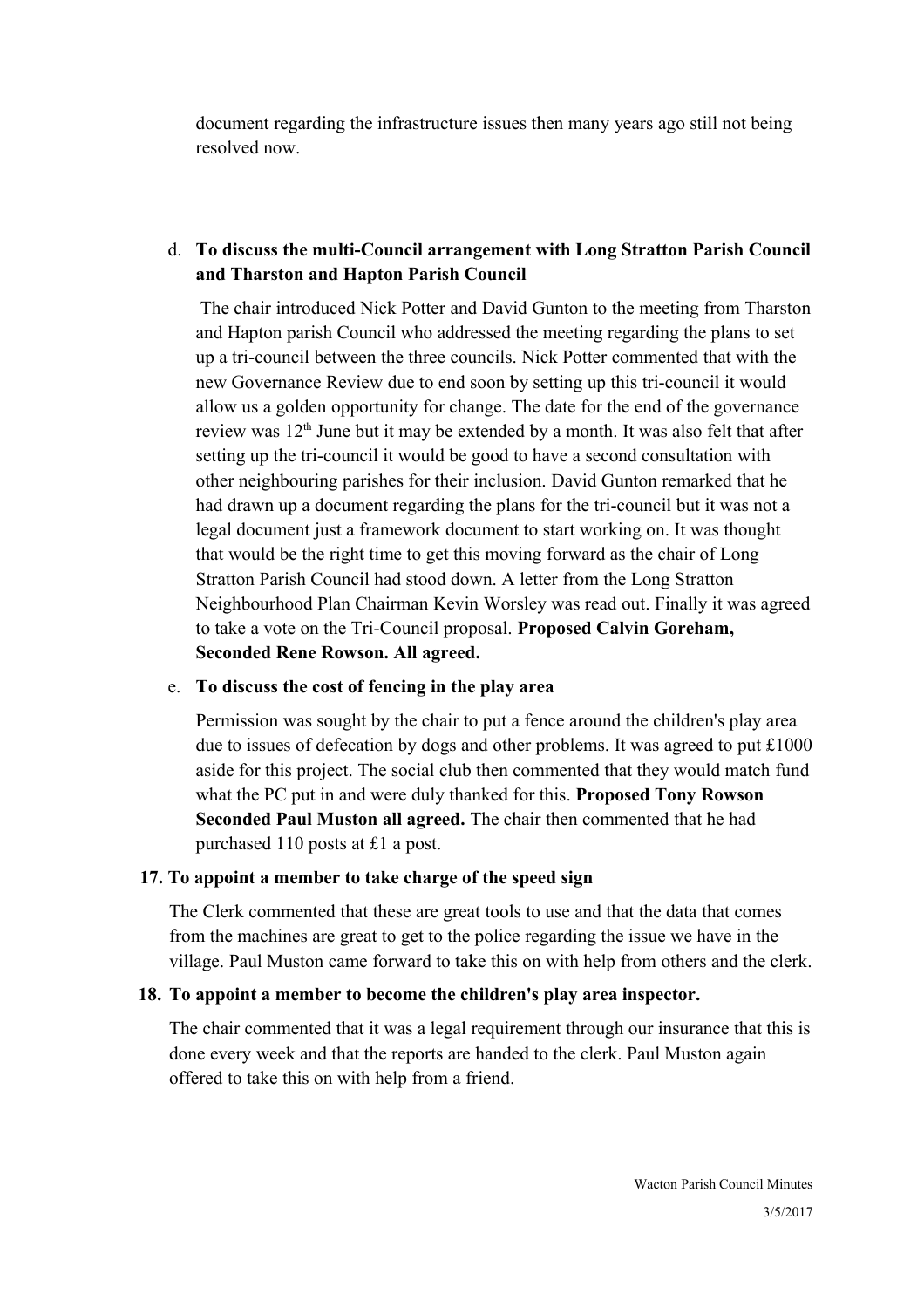document regarding the infrastructure issues then many years ago still not being resolved now.

d. **To discuss the multi-Council arrangement with Long Stratton Parish Council and Tharston and Hapton Parish Council**

The chair introduced Nick Potter and David Gunton to the meeting from Tharston and Hapton parish Council who addressed the meeting regarding the plans to set up a tri-council between the three councils. Nick Potter commented that with the new Governance Review due to end soon by setting up this tri-council it would allow us a golden opportunity for change. The date for the end of the governance review was 12th June but it may be extended by a month. It was also felt that after setting up the tri-council it would be good to have a second consultation with other neighbouring parishes for their inclusion. David Gunton remarked that he had drawn up a document regarding the plans for the tri-council but it was not a legal document just a framework document to start working on. It was thought that would be the right time to get this moving forward as the chair of Long Stratton Parish Council had stood down. A letter from the Long Stratton Neighbourhood Plan Chairman Kevin Worsley was read out. Finally it was agreed to take a vote on the Tri-Council proposal. **Proposed Calvin Goreham, Seconded Rene Rowson. All agreed.**

e. **To discuss the cost of fencing in the play area**

Permission was sought by the chair to put a fence around the children's play area due to issues of defecation by dogs and other problems. It was agreed to put £1000 aside for this project. The social club then commented that they would match fund what the PC put in and were duly thanked for this. **Proposed Tony Rowson Seconded Paul Muston all agreed.** The chair then commented that he had purchased 110 posts at £1 a post.

**17. To appoint a member to take charge of the speed sign**

The Clerk commented that these are great tools to use and that the data that comes from the machines are great to get to the police regarding the issue we have in the village. Paul Muston came forward to take this on with help from others and the clerk.

**18. To appoint a member to become the children's play area inspector.**

The chair commented that it was a legal requirement through our insurance that this is done every week and that the reports are handed to the clerk. Paul Muston again offered to take this on with help from a friend.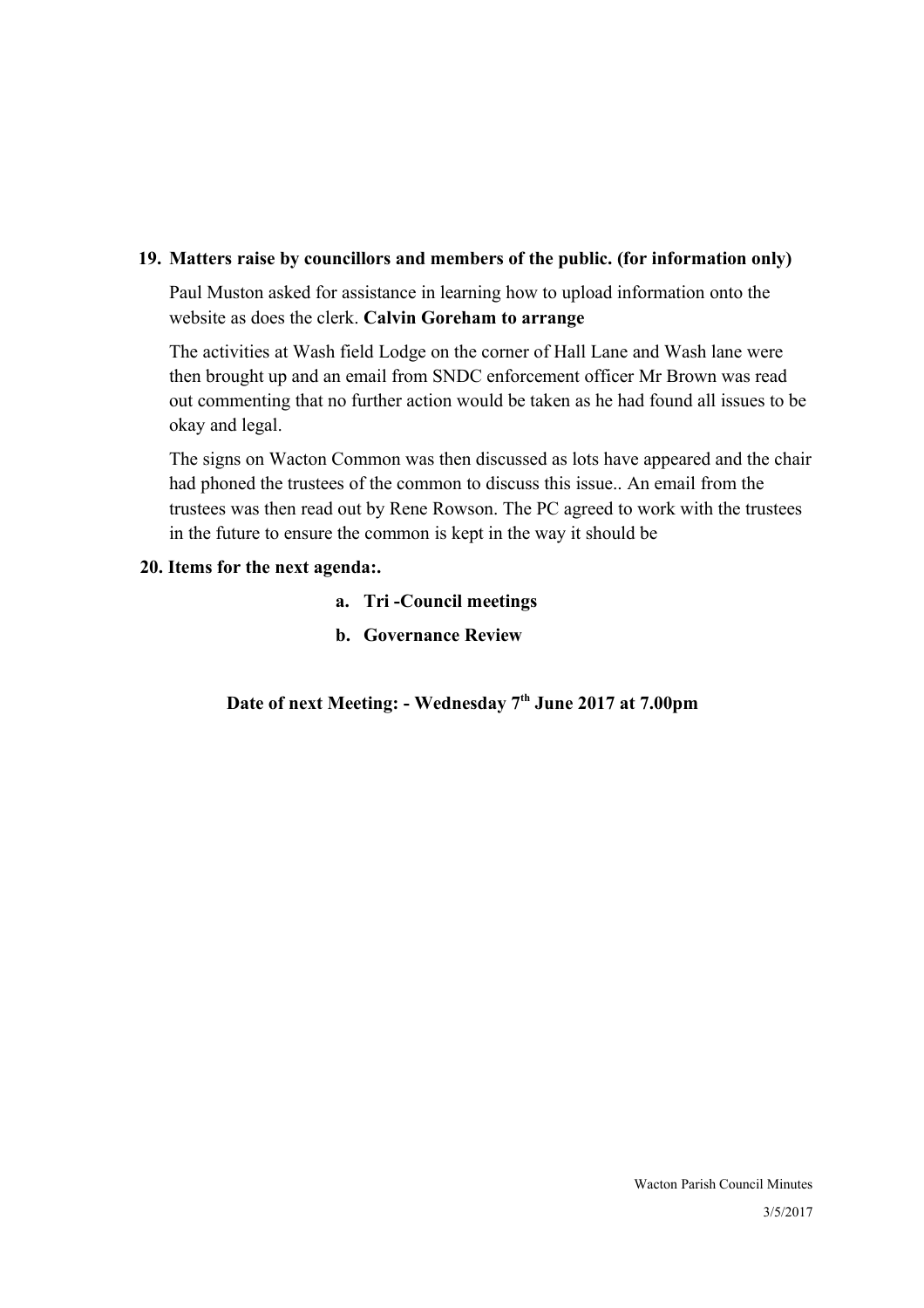19. **Matters raise by councillors and members of the public. (for information only)**

 Paul Muston asked for assistance in learning how to upload information onto the website as does the clerk. **Calvin Goreham to arrange**

 The activities at Wash field Lodge on the corner of Hall Lane and Wash lane were then brought up and an email from SNDC enforcement officer Mr Brown was read out commenting that no further action would be taken as he had found all issues to be okay and legal.

 The signs on Wacton Common was then discussed as lots have appeared and the chair had phoned the trustees of the common to discuss this issue.. An email from the trustees was then read out by Rene Rowson. The PC agreed to work with the trustees in the future to ensure the common is kept in the way it should be

20. **Items for the next agenda:.**

 a. **Tri -Council meetings**
 b. **Governance Review**

**Date of next Meeting: - Wednesday 7th June 2017 at 7.00pm**